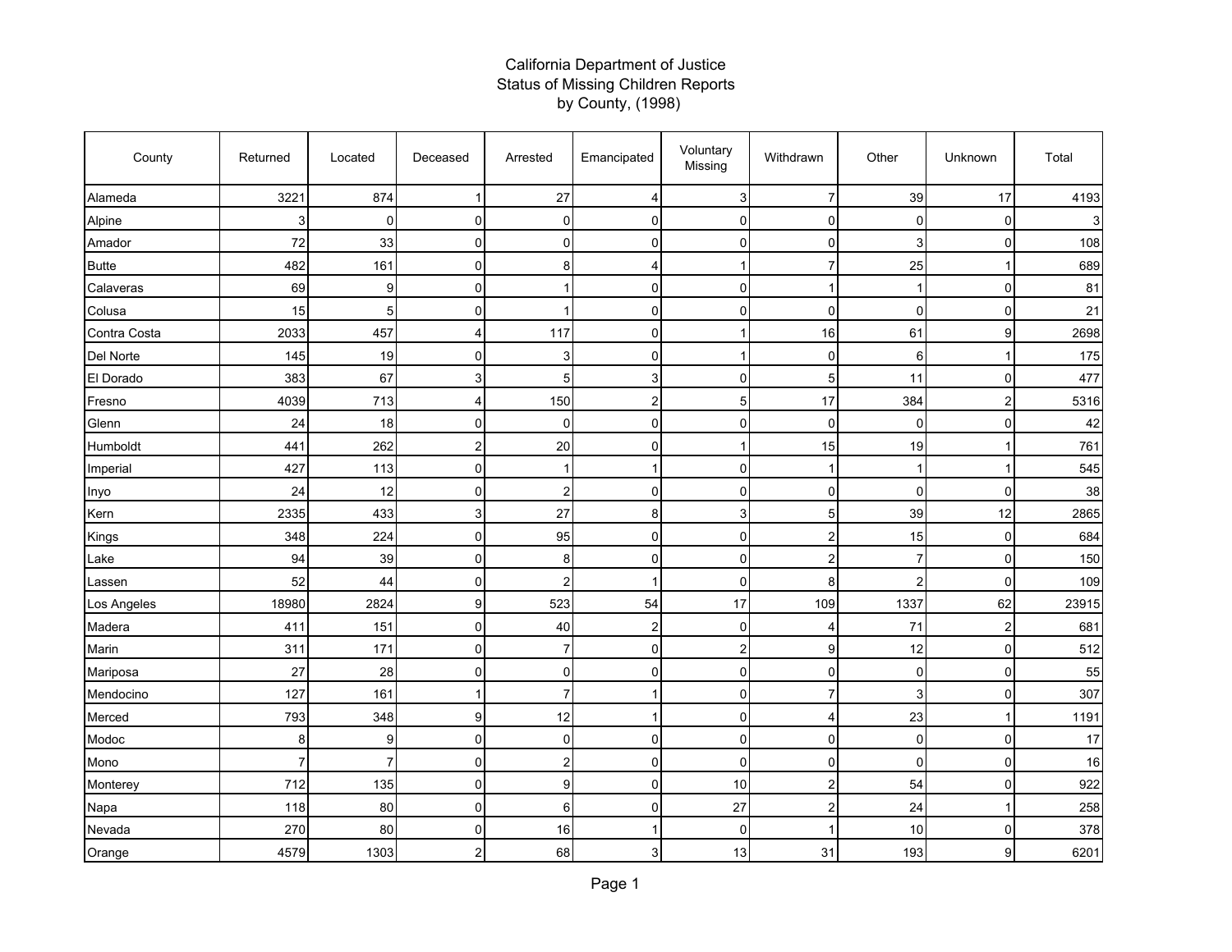# California Department of Justice
## Status of Missing Children Reports
## by County, (1998)

| County | Returned | Located | Deceased | Arrested | Emancipated | Voluntary Missing | Withdrawn | Other | Unknown | Total |
|---|---|---|---|---|---|---|---|---|---|---|
| Alameda | 3221 | 874 | 1 | 27 | 4 | 3 | 7 | 39 | 17 | 4193 |
| Alpine | 3 | 0 | 0 | 0 | 0 | 0 | 0 | 0 | 0 | 3 |
| Amador | 72 | 33 | 0 | 0 | 0 | 0 | 0 | 3 | 0 | 108 |
| Butte | 482 | 161 | 0 | 8 | 4 | 1 | 7 | 25 | 1 | 689 |
| Calaveras | 69 | 9 | 0 | 1 | 0 | 0 | 1 | 1 | 0 | 81 |
| Colusa | 15 | 5 | 0 | 1 | 0 | 0 | 0 | 0 | 0 | 21 |
| Contra Costa | 2033 | 457 | 4 | 117 | 0 | 1 | 16 | 61 | 9 | 2698 |
| Del Norte | 145 | 19 | 0 | 3 | 0 | 1 | 0 | 6 | 1 | 175 |
| El Dorado | 383 | 67 | 3 | 5 | 3 | 0 | 5 | 11 | 0 | 477 |
| Fresno | 4039 | 713 | 4 | 150 | 2 | 5 | 17 | 384 | 2 | 5316 |
| Glenn | 24 | 18 | 0 | 0 | 0 | 0 | 0 | 0 | 0 | 42 |
| Humboldt | 441 | 262 | 2 | 20 | 0 | 1 | 15 | 19 | 1 | 761 |
| Imperial | 427 | 113 | 0 | 1 | 1 | 0 | 1 | 1 | 1 | 545 |
| Inyo | 24 | 12 | 0 | 2 | 0 | 0 | 0 | 0 | 0 | 38 |
| Kern | 2335 | 433 | 3 | 27 | 8 | 3 | 5 | 39 | 12 | 2865 |
| Kings | 348 | 224 | 0 | 95 | 0 | 0 | 2 | 15 | 0 | 684 |
| Lake | 94 | 39 | 0 | 8 | 0 | 0 | 2 | 7 | 0 | 150 |
| Lassen | 52 | 44 | 0 | 2 | 1 | 0 | 8 | 2 | 0 | 109 |
| Los Angeles | 18980 | 2824 | 9 | 523 | 54 | 17 | 109 | 1337 | 62 | 23915 |
| Madera | 411 | 151 | 0 | 40 | 2 | 0 | 4 | 71 | 2 | 681 |
| Marin | 311 | 171 | 0 | 7 | 0 | 2 | 9 | 12 | 0 | 512 |
| Mariposa | 27 | 28 | 0 | 0 | 0 | 0 | 0 | 0 | 0 | 55 |
| Mendocino | 127 | 161 | 1 | 7 | 1 | 0 | 7 | 3 | 0 | 307 |
| Merced | 793 | 348 | 9 | 12 | 1 | 0 | 4 | 23 | 1 | 1191 |
| Modoc | 8 | 9 | 0 | 0 | 0 | 0 | 0 | 0 | 0 | 17 |
| Mono | 7 | 7 | 0 | 2 | 0 | 0 | 0 | 0 | 0 | 16 |
| Monterey | 712 | 135 | 0 | 9 | 0 | 10 | 2 | 54 | 0 | 922 |
| Napa | 118 | 80 | 0 | 6 | 0 | 27 | 2 | 24 | 1 | 258 |
| Nevada | 270 | 80 | 0 | 16 | 1 | 0 | 1 | 10 | 0 | 378 |
| Orange | 4579 | 1303 | 2 | 68 | 3 | 13 | 31 | 193 | 9 | 6201 |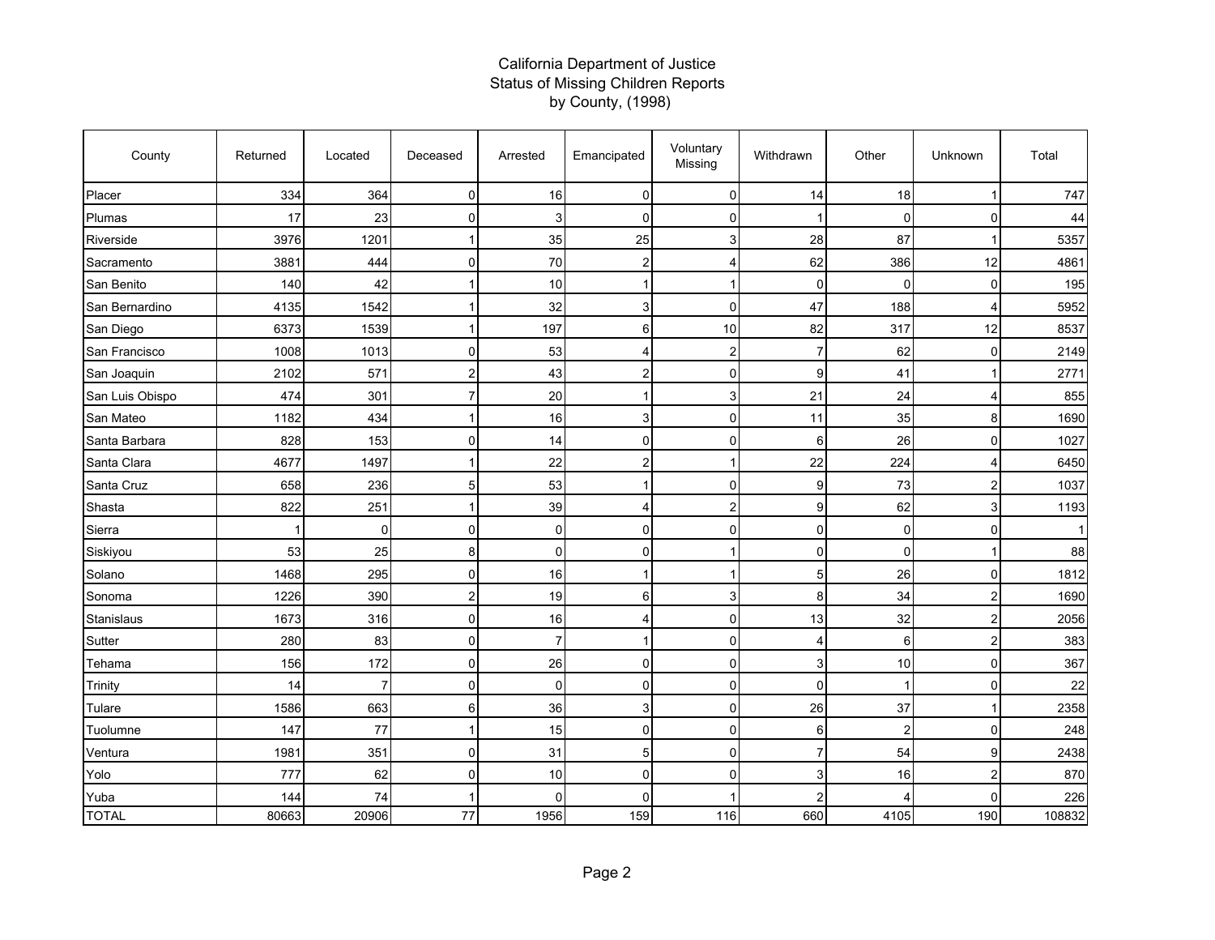California Department of Justice
Status of Missing Children Reports
by County, (1998)

| County | Returned | Located | Deceased | Arrested | Emancipated | Voluntary Missing | Withdrawn | Other | Unknown | Total |
|---|---|---|---|---|---|---|---|---|---|---|
| Placer | 334 | 364 | 0 | 16 | 0 | 0 | 14 | 18 | 1 | 747 |
| Plumas | 17 | 23 | 0 | 3 | 0 | 0 | 1 | 0 | 0 | 44 |
| Riverside | 3976 | 1201 | 1 | 35 | 25 | 3 | 28 | 87 | 1 | 5357 |
| Sacramento | 3881 | 444 | 0 | 70 | 2 | 4 | 62 | 386 | 12 | 4861 |
| San Benito | 140 | 42 | 1 | 10 | 1 | 1 | 0 | 0 | 0 | 195 |
| San Bernardino | 4135 | 1542 | 1 | 32 | 3 | 0 | 47 | 188 | 4 | 5952 |
| San Diego | 6373 | 1539 | 1 | 197 | 6 | 10 | 82 | 317 | 12 | 8537 |
| San Francisco | 1008 | 1013 | 0 | 53 | 4 | 2 | 7 | 62 | 0 | 2149 |
| San Joaquin | 2102 | 571 | 2 | 43 | 2 | 0 | 9 | 41 | 1 | 2771 |
| San Luis Obispo | 474 | 301 | 7 | 20 | 1 | 3 | 21 | 24 | 4 | 855 |
| San Mateo | 1182 | 434 | 1 | 16 | 3 | 0 | 11 | 35 | 8 | 1690 |
| Santa Barbara | 828 | 153 | 0 | 14 | 0 | 0 | 6 | 26 | 0 | 1027 |
| Santa Clara | 4677 | 1497 | 1 | 22 | 2 | 1 | 22 | 224 | 4 | 6450 |
| Santa Cruz | 658 | 236 | 5 | 53 | 1 | 0 | 9 | 73 | 2 | 1037 |
| Shasta | 822 | 251 | 1 | 39 | 4 | 2 | 9 | 62 | 3 | 1193 |
| Sierra | 1 | 0 | 0 | 0 | 0 | 0 | 0 | 0 | 0 | 1 |
| Siskiyou | 53 | 25 | 8 | 0 | 0 | 1 | 0 | 0 | 1 | 88 |
| Solano | 1468 | 295 | 0 | 16 | 1 | 1 | 5 | 26 | 0 | 1812 |
| Sonoma | 1226 | 390 | 2 | 19 | 6 | 3 | 8 | 34 | 2 | 1690 |
| Stanislaus | 1673 | 316 | 0 | 16 | 4 | 0 | 13 | 32 | 2 | 2056 |
| Sutter | 280 | 83 | 0 | 7 | 1 | 0 | 4 | 6 | 2 | 383 |
| Tehama | 156 | 172 | 0 | 26 | 0 | 0 | 3 | 10 | 0 | 367 |
| Trinity | 14 | 7 | 0 | 0 | 0 | 0 | 0 | 1 | 0 | 22 |
| Tulare | 1586 | 663 | 6 | 36 | 3 | 0 | 26 | 37 | 1 | 2358 |
| Tuolumne | 147 | 77 | 1 | 15 | 0 | 0 | 6 | 2 | 0 | 248 |
| Ventura | 1981 | 351 | 0 | 31 | 5 | 0 | 7 | 54 | 9 | 2438 |
| Yolo | 777 | 62 | 0 | 10 | 0 | 0 | 3 | 16 | 2 | 870 |
| Yuba | 144 | 74 | 1 | 0 | 0 | 1 | 2 | 4 | 0 | 226 |
| TOTAL | 80663 | 20906 | 77 | 1956 | 159 | 116 | 660 | 4105 | 190 | 108832 |